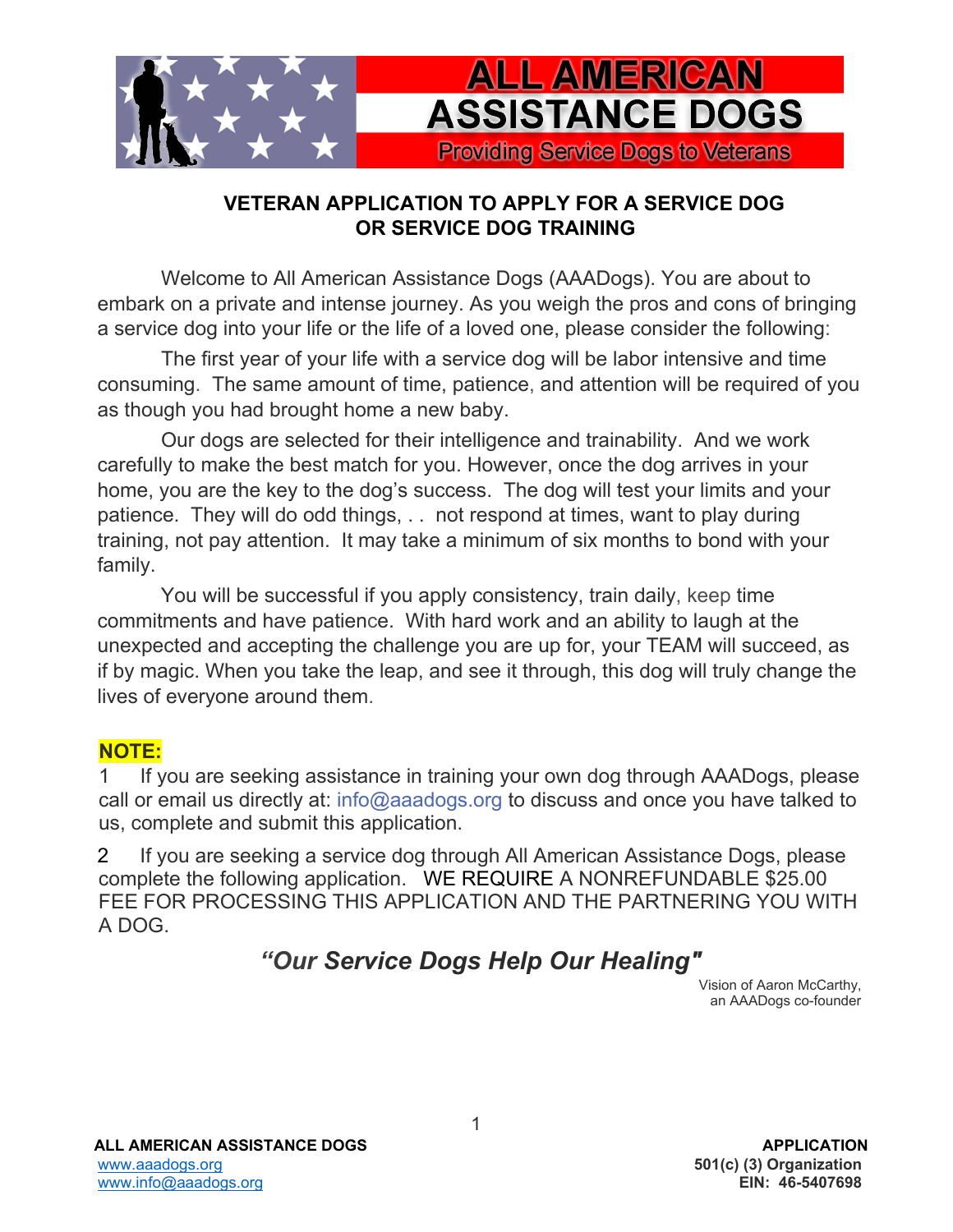# ALL AMERICAN ASSISTANCE DOGS

Providing Service Dogs to Veterans

## VETERAN APPLICATION TO APPLY FOR A SERVICE DOG OR SERVICE DOG TRAINING

Welcome to All American Assistance Dogs (AAADogs). You are about to embark on a private and intense journey. As you weigh the pros and cons of bringing a service dog into your life or the life of a loved one, please consider the following:

The first year of your life with a service dog will be labor intensive and time consuming. The same amount of time, patience, and attention will be required of you as though you had brought home a new baby.

Our dogs are selected for their intelligence and trainability. And we work carefully to make the best match for you. However, once the dog arrives in your home, you are the key to the dog's success. The dog will test your limits and your patience. They will do odd things, . . not respond at times, want to play during training, not pay attention. It may take a minimum of six months to bond with your family.

You will be successful if you apply consistency, train daily, keep time commitments and have patience. With hard work and an ability to laugh at the unexpected and accepting the challenge you are up for, your TEAM will succeed, as if by magic. When you take the leap, and see it through, this dog will truly change the lives of everyone around them.

**NOTE:**

1 If you are seeking assistance in training your own dog through AAADogs, please call or email us directly at: info@aaadogs.org to discuss and once you have talked to us, complete and submit this application.

2 If you are seeking a service dog through All American Assistance Dogs, please complete the following application. WE REQUIRE A NONREFUNDABLE $25.00 FEE FOR PROCESSING THIS APPLICATION AND THE PARTNERING YOU WITH A DOG.

***"Our Service Dogs Help Our Healing"***

Vision of Aaron McCarthy,
an AAADogs co-founder

**ALL AMERICAN ASSISTANCE DOGS**
www.aaadogs.org
www.info@aaadogs.org

**APPLICATION**
**501(c) (3) Organization**
**EIN: 46-5407698**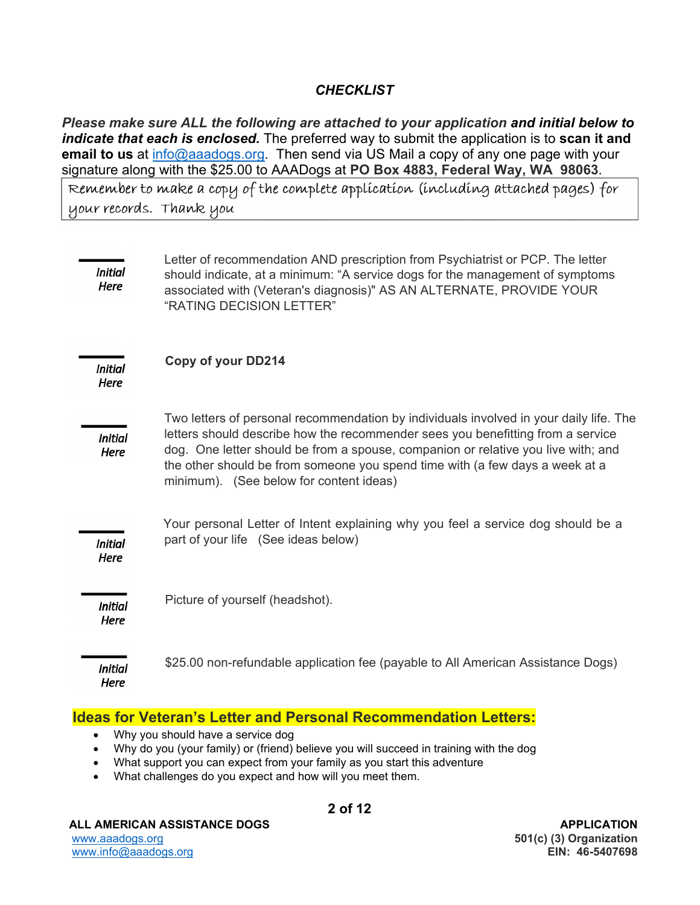## *CHECKLIST*

***Please make sure ALL the following are attached to your application and initial below to indicate that each is enclosed.*** The preferred way to submit the application is to **scan it and email to us** at info@aaadogs.org. Then send via US Mail a copy of any one page with your signature along with the $25.00 to AAADogs at **PO Box 4883, Federal Way, WA 98063**.

> Remember to make a copy of the complete application (including attached pages) for your records. Thank you

| Initial | Item |
|---|---|
| ______ *Initial Here* | Letter of recommendation AND prescription from Psychiatrist or PCP. The letter should indicate, at a minimum: "A service dogs for the management of symptoms associated with (Veteran's diagnosis)" AS AN ALTERNATE, PROVIDE YOUR "RATING DECISION LETTER" |
| ______ *Initial Here* | **Copy of your DD214** |
| ______ *Initial Here* | Two letters of personal recommendation by individuals involved in your daily life. The letters should describe how the recommender sees you benefitting from a service dog. One letter should be from a spouse, companion or relative you live with; and the other should be from someone you spend time with (a few days a week at a minimum). (See below for content ideas) |
| ______ *Initial Here* | Your personal Letter of Intent explaining why you feel a service dog should be a part of your life (See ideas below) |
| ______ *Initial Here* | Picture of yourself (headshot). |
| ______ *Initial Here* | $25.00 non-refundable application fee (payable to All American Assistance Dogs) |

## Ideas for Veteran's Letter and Personal Recommendation Letters:

- Why you should have a service dog
- Why do you (your family) or (friend) believe you will succeed in training with the dog
- What support you can expect from your family as you start this adventure
- What challenges do you expect and how will you meet them.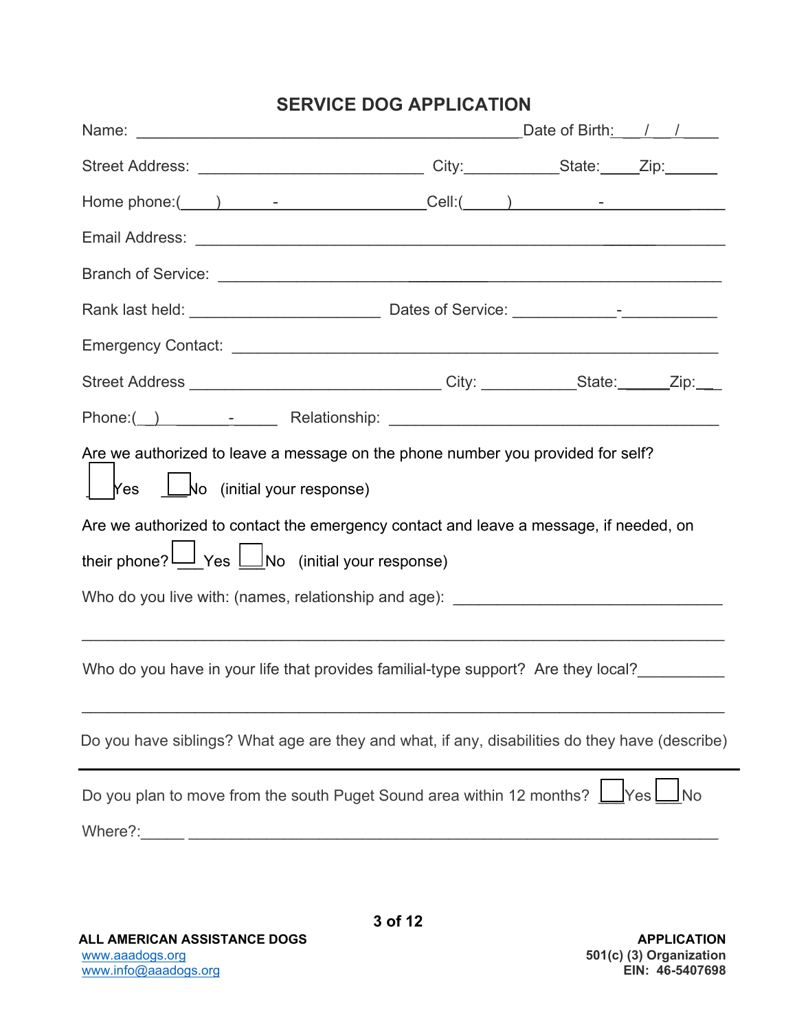## SERVICE DOG APPLICATION

Name: ______________________________________________ Date of Birth: ___ / ___ / _____

Street Address: ___________________________ City: ___________ State: _____ Zip: ______

Home phone: (____) ______ - ________________ Cell: (_____) __________ - _____________

Email Address: ________________________________________________________________

Branch of Service: ______________________________________________________________

Rank last held: ______________________ Dates of Service: ____________ - ___________

Emergency Contact: _____________________________________________________________

Street Address ______________________________ City: ___________ State: ______ Zip: __

Phone: (__) _______ - ______ Relationship: _______________________________________

Are we authorized to leave a message on the phone number you provided for self?

☐ Yes ☐ No (initial your response)

Are we authorized to contact the emergency contact and leave a message, if needed, on their phone? ☐ Yes ☐ No (initial your response)

Who do you live with: (names, relationship and age): ________________________________

_________________________________________________________________________

Who do you have in your life that provides familial-type support? Are they local? __________

_________________________________________________________________________

Do you have siblings? What age are they and what, if any, disabilities do they have (describe)

---

Do you plan to move from the south Puget Sound area within 12 months? ☐ Yes ☐ No

Where?: ______ _________________________________________________________________

**ALL AMERICAN ASSISTANCE DOGS**
www.aaadogs.org
www.info@aaadogs.org

**APPLICATION**
**501(c) (3) Organization**
**EIN: 46-5407698**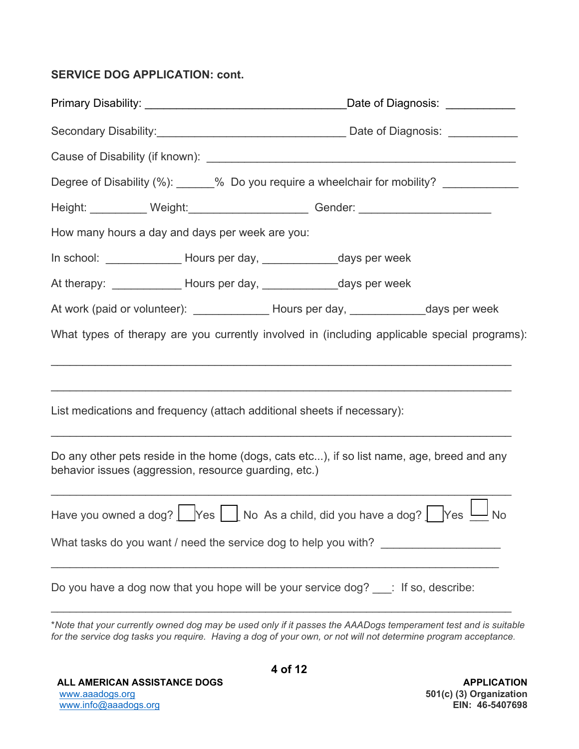**SERVICE DOG APPLICATION: cont.**

Primary Disability: ________________________________Date of Diagnosis: ___________

Secondary Disability:______________________________ Date of Diagnosis: ___________

Cause of Disability (if known): _________________________________________________

Degree of Disability (%): ______% Do you require a wheelchair for mobility? ____________

Height: _________ Weight:___________________ Gender: _____________________

How many hours a day and days per week are you:

In school: ____________ Hours per day, ____________days per week

At therapy: ___________ Hours per day, ____________days per week

At work (paid or volunteer): ____________ Hours per day, ____________days per week

What types of therapy are you currently involved in (including applicable special programs):

_________________________________________________________________________

_________________________________________________________________________

List medications and frequency (attach additional sheets if necessary):

_________________________________________________________________________

Do any other pets reside in the home (dogs, cats etc...), if so list name, age, breed and any behavior issues (aggression, resource guarding, etc.)

_________________________________________________________________________

Have you owned a dog? ☐ Yes ☐ No As a child, did you have a dog? ☐ Yes ☐ No

What tasks do you want / need the service dog to help you with? ___________________

_________________________________________________________________________

Do you have a dog now that you hope will be your service dog? ___: If so, describe:

_________________________________________________________________________

**Note that your currently owned dog may be used only if it passes the AAADogs temperament test and is suitable for the service dog tasks you require. Having a dog of your own, or not will not determine program acceptance.*

**ALL AMERICAN ASSISTANCE DOGS**
www.aaadogs.org
www.info@aaadogs.org

**APPLICATION**
**501(c) (3) Organization**
**EIN: 46-5407698**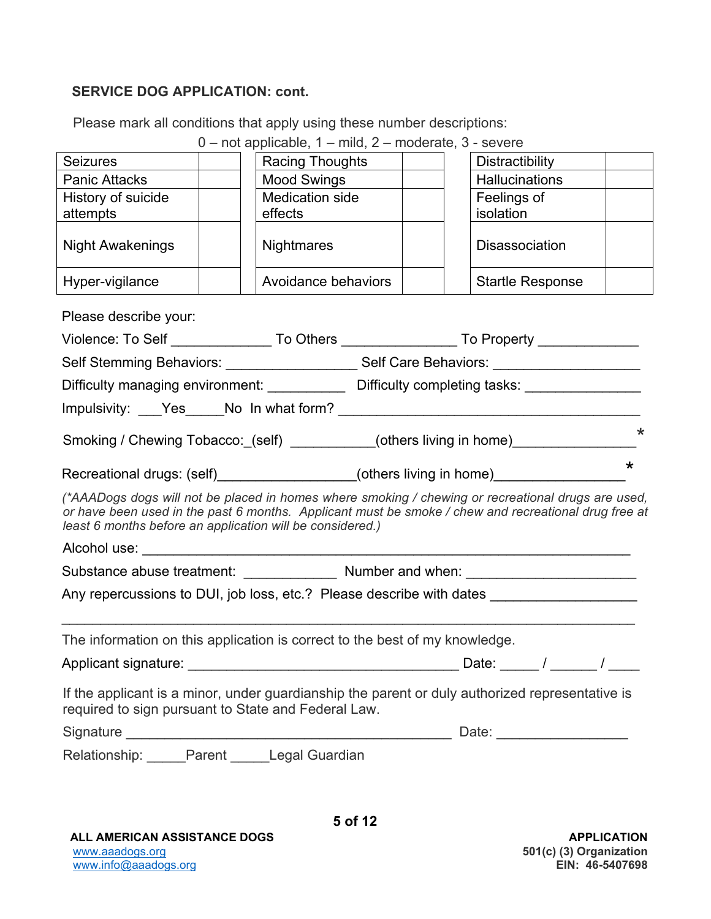**SERVICE DOG APPLICATION: cont.**

Please mark all conditions that apply using these number descriptions:

0 – not applicable, 1 – mild, 2 – moderate, 3 - severe

| Condition | Rating | Condition | Rating | Condition | Rating |
|---|---|---|---|---|---|
| Seizures | | Racing Thoughts | | Distractibility | |
| Panic Attacks | | Mood Swings | | Hallucinations | |
| History of suicide attempts | | Medication side effects | | Feelings of isolation | |
| Night Awakenings | | Nightmares | | Disassociation | |
| Hyper-vigilance | | Avoidance behaviors | | Startle Response | |

Please describe your:

Violence: To Self _____________ To Others _______________ To Property _____________

Self Stemming Behaviors: _________________ Self Care Behaviors: ___________________

Difficulty managing environment: __________ Difficulty completing tasks: _______________

Impulsivity: ___Yes_____No In what form? ________________________________________

Smoking / Chewing Tobacco:_(self) ___________(others living in home)________________*

Recreational drugs: (self)__________________(others living in home)_________________*

*(*AAADogs dogs will not be placed in homes where smoking / chewing or recreational drugs are used, or have been used in the past 6 months. Applicant must be smoke / chew and recreational drug free at least 6 months before an application will be considered.)*

Alcohol use: ______________________________________________________________

Substance abuse treatment: ____________ Number and when: ______________________

Any repercussions to DUI, job loss, etc.? Please describe with dates ___________________

___________________________________________________________________________

The information on this application is correct to the best of my knowledge.

Applicant signature: ___________________________________ Date: _____ / ______ / ____

If the applicant is a minor, under guardianship the parent or duly authorized representative is required to sign pursuant to State and Federal Law.

Signature ____________________________________________ Date: _________________

Relationship: _____Parent _____Legal Guardian

**ALL AMERICAN ASSISTANCE DOGS**
www.aaadogs.org
www.info@aaadogs.org

**APPLICATION**
**501(c) (3) Organization**
**EIN: 46-5407698**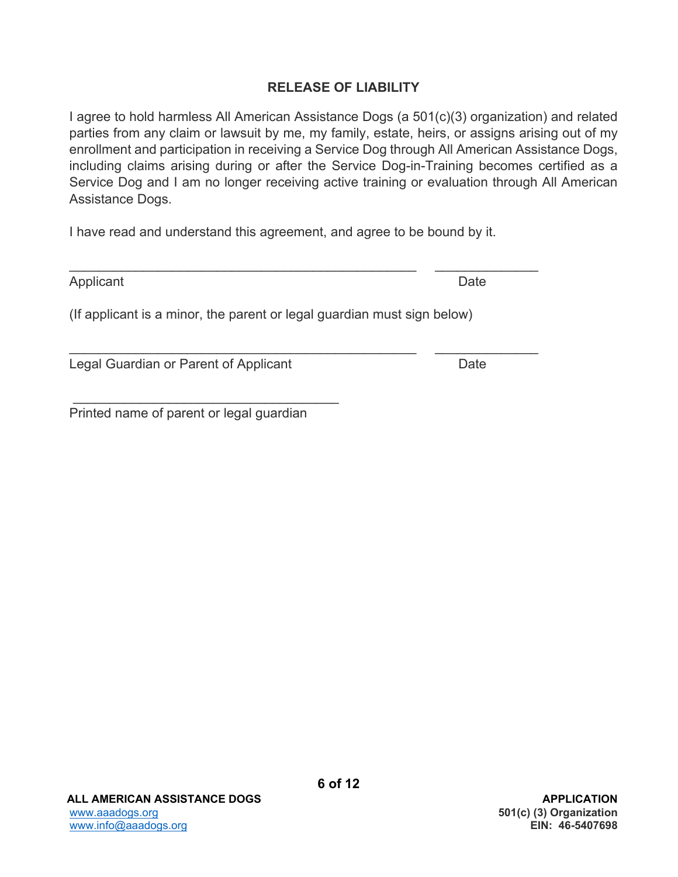## RELEASE OF LIABILITY

I agree to hold harmless All American Assistance Dogs (a 501(c)(3) organization) and related parties from any claim or lawsuit by me, my family, estate, heirs, or assigns arising out of my enrollment and participation in receiving a Service Dog through All American Assistance Dogs, including claims arising during or after the Service Dog-in-Training becomes certified as a Service Dog and I am no longer receiving active training or evaluation through All American Assistance Dogs.

I have read and understand this agreement, and agree to be bound by it.

_______________________________________________ ______________

Applicant Date

(If applicant is a minor, the parent or legal guardian must sign below)

_______________________________________________ ______________

Legal Guardian or Parent of Applicant Date

____________________________________

Printed name of parent or legal guardian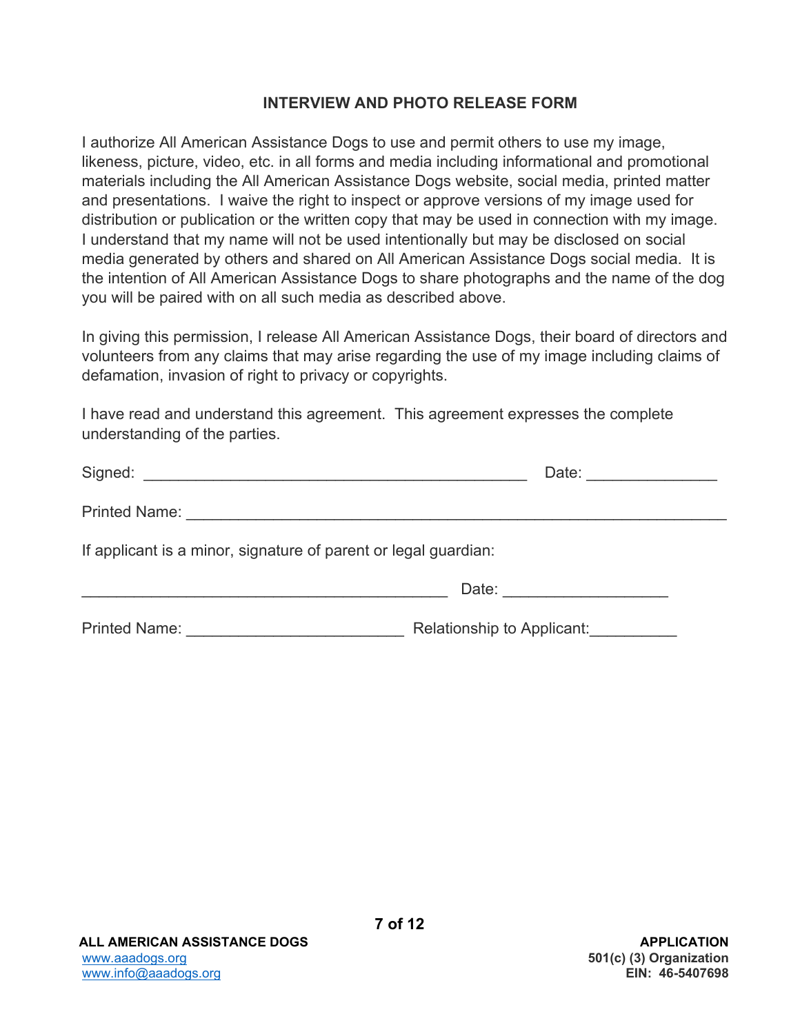## INTERVIEW AND PHOTO RELEASE FORM

I authorize All American Assistance Dogs to use and permit others to use my image, likeness, picture, video, etc. in all forms and media including informational and promotional materials including the All American Assistance Dogs website, social media, printed matter and presentations. I waive the right to inspect or approve versions of my image used for distribution or publication or the written copy that may be used in connection with my image. I understand that my name will not be used intentionally but may be disclosed on social media generated by others and shared on All American Assistance Dogs social media. It is the intention of All American Assistance Dogs to share photographs and the name of the dog you will be paired with on all such media as described above.

In giving this permission, I release All American Assistance Dogs, their board of directors and volunteers from any claims that may arise regarding the use of my image including claims of defamation, invasion of right to privacy or copyrights.

I have read and understand this agreement. This agreement expresses the complete understanding of the parties.

Signed: ____________________________________________ Date: _______________

Printed Name: ______________________________________________________________

If applicant is a minor, signature of parent or legal guardian:

__________________________________________ Date: ___________________

Printed Name: _________________________ Relationship to Applicant:__________

**ALL AMERICAN ASSISTANCE DOGS**
www.aaadogs.org
www.info@aaadogs.org

**APPLICATION**
**501(c) (3) Organization**
**EIN: 46-5407698**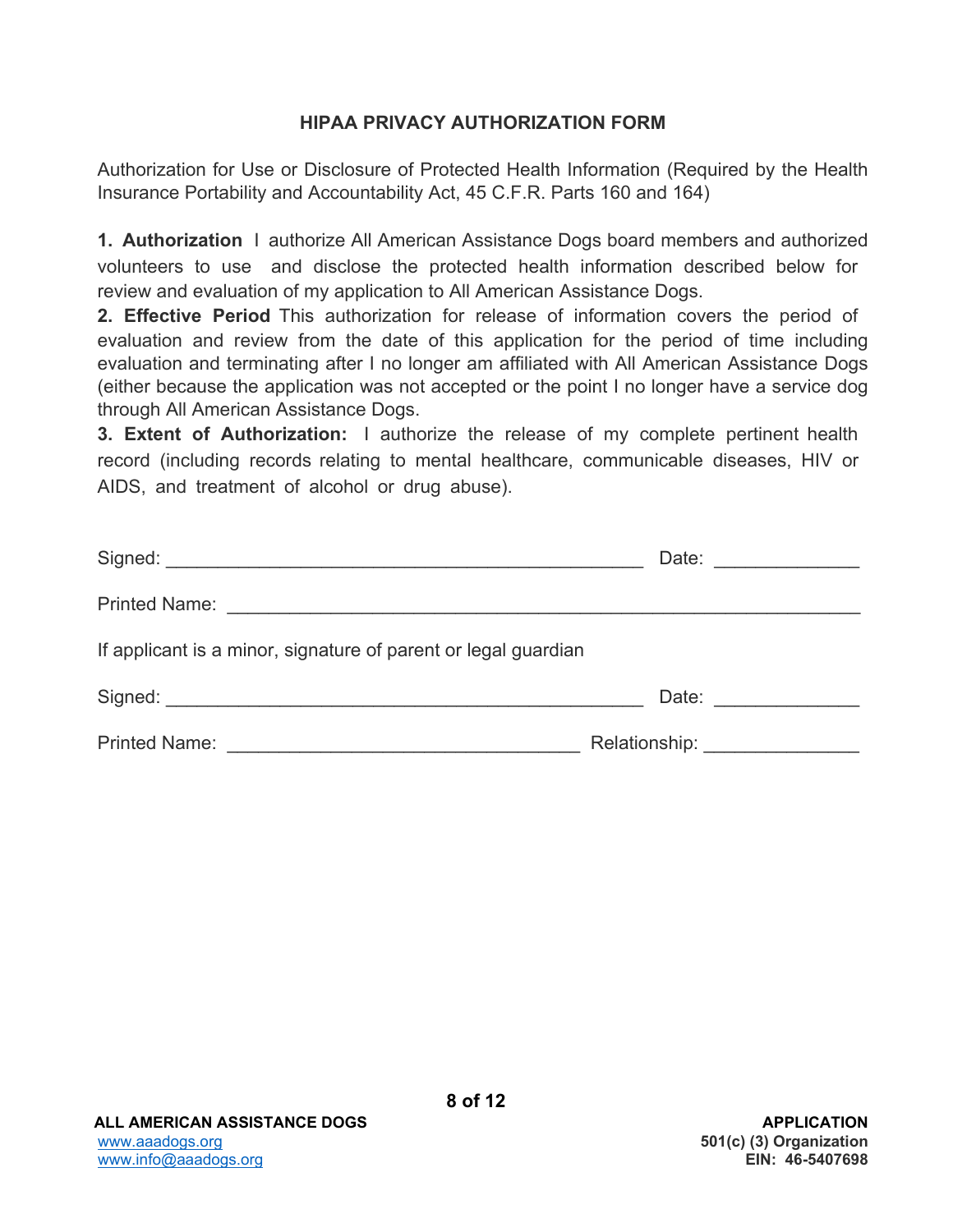## HIPAA PRIVACY AUTHORIZATION FORM

Authorization for Use or Disclosure of Protected Health Information (Required by the Health Insurance Portability and Accountability Act, 45 C.F.R. Parts 160 and 164)

**1. Authorization** I authorize All American Assistance Dogs board members and authorized volunteers to use and disclose the protected health information described below for review and evaluation of my application to All American Assistance Dogs.

**2. Effective Period** This authorization for release of information covers the period of evaluation and review from the date of this application for the period of time including evaluation and terminating after I no longer am affiliated with All American Assistance Dogs (either because the application was not accepted or the point I no longer have a service dog through All American Assistance Dogs.

**3. Extent of Authorization:** I authorize the release of my complete pertinent health record (including records relating to mental healthcare, communicable diseases, HIV or AIDS, and treatment of alcohol or drug abuse).

Signed: _______________________________________________ Date: ______________

Printed Name: ____________________________________________________________

If applicant is a minor, signature of parent or legal guardian

Signed: _______________________________________________ Date: ______________

Printed Name: __________________________________ Relationship: _______________

**ALL AMERICAN ASSISTANCE DOGS**
www.aaadogs.org
www.info@aaadogs.org

**APPLICATION**
**501(c) (3) Organization**
**EIN: 46-5407698**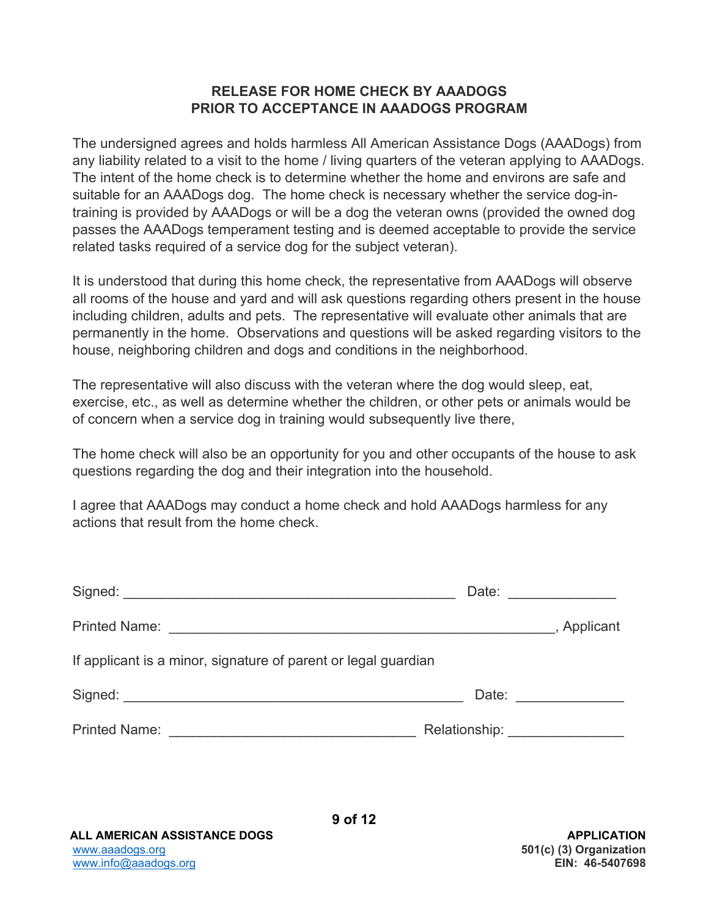**RELEASE FOR HOME CHECK BY AAADOGS**
**PRIOR TO ACCEPTANCE IN AAADOGS PROGRAM**

The undersigned agrees and holds harmless All American Assistance Dogs (AAADogs) from any liability related to a visit to the home / living quarters of the veteran applying to AAADogs. The intent of the home check is to determine whether the home and environs are safe and suitable for an AAADogs dog. The home check is necessary whether the service dog-in-training is provided by AAADogs or will be a dog the veteran owns (provided the owned dog passes the AAADogs temperament testing and is deemed acceptable to provide the service related tasks required of a service dog for the subject veteran).

It is understood that during this home check, the representative from AAADogs will observe all rooms of the house and yard and will ask questions regarding others present in the house including children, adults and pets. The representative will evaluate other animals that are permanently in the home. Observations and questions will be asked regarding visitors to the house, neighboring children and dogs and conditions in the neighborhood.

The representative will also discuss with the veteran where the dog would sleep, eat, exercise, etc., as well as determine whether the children, or other pets or animals would be of concern when a service dog in training would subsequently live there,

The home check will also be an opportunity for you and other occupants of the house to ask questions regarding the dog and their integration into the household.

I agree that AAADogs may conduct a home check and hold AAADogs harmless for any actions that result from the home check.

Signed: ___________________________________________ Date: ______________

Printed Name: __________________________________________________, Applicant

If applicant is a minor, signature of parent or legal guardian

Signed: ____________________________________________ Date: ______________

Printed Name: ________________________________ Relationship: _______________

**ALL AMERICAN ASSISTANCE DOGS**
www.aaadogs.org
www.info@aaadogs.org

**APPLICATION**
**501(c) (3) Organization**
**EIN: 46-5407698**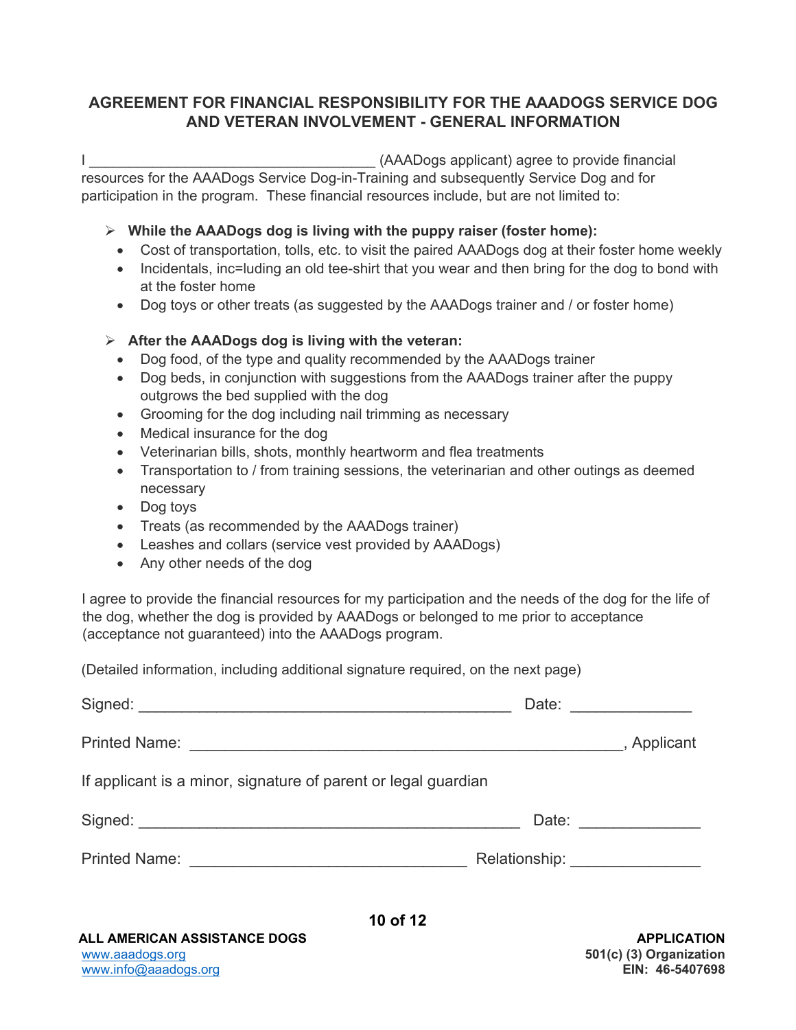## AGREEMENT FOR FINANCIAL RESPONSIBILITY FOR THE AAADOGS SERVICE DOG AND VETERAN INVOLVEMENT - GENERAL INFORMATION

I ____________________________________ (AAADogs applicant) agree to provide financial resources for the AAADogs Service Dog-in-Training and subsequently Service Dog and for participation in the program. These financial resources include, but are not limited to:

- **While the AAADogs dog is living with the puppy raiser (foster home):**
  - Cost of transportation, tolls, etc. to visit the paired AAADogs dog at their foster home weekly
  - Incidentals, inc=luding an old tee-shirt that you wear and then bring for the dog to bond with at the foster home
  - Dog toys or other treats (as suggested by the AAADogs trainer and / or foster home)

- **After the AAADogs dog is living with the veteran:**
  - Dog food, of the type and quality recommended by the AAADogs trainer
  - Dog beds, in conjunction with suggestions from the AAADogs trainer after the puppy outgrows the bed supplied with the dog
  - Grooming for the dog including nail trimming as necessary
  - Medical insurance for the dog
  - Veterinarian bills, shots, monthly heartworm and flea treatments
  - Transportation to / from training sessions, the veterinarian and other outings as deemed necessary
  - Dog toys
  - Treats (as recommended by the AAADogs trainer)
  - Leashes and collars (service vest provided by AAADogs)
  - Any other needs of the dog

I agree to provide the financial resources for my participation and the needs of the dog for the life of the dog, whether the dog is provided by AAADogs or belonged to me prior to acceptance (acceptance not guaranteed) into the AAADogs program.

(Detailed information, including additional signature required, on the next page)

Signed: ____________________________________________ Date: ______________

Printed Name: ___________________________________________________, Applicant

If applicant is a minor, signature of parent or legal guardian

Signed: ____________________________________________ Date: ______________

Printed Name: ________________________________ Relationship: _______________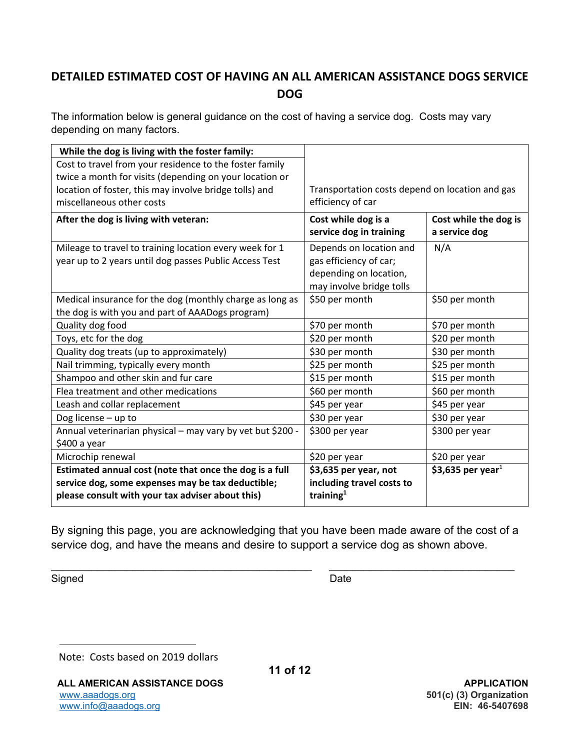## DETAILED ESTIMATED COST OF HAVING AN ALL AMERICAN ASSISTANCE DOGS SERVICE DOG

The information below is general guidance on the cost of having a service dog. Costs may vary depending on many factors.

| **While the dog is living with the foster family:** | | |
|---|---|---|
| Cost to travel from your residence to the foster family twice a month for visits (depending on your location or location of foster, this may involve bridge tolls) and miscellaneous other costs | Transportation costs depend on location and gas efficiency of car | |
| **After the dog is living with veteran:** | **Cost while dog is a service dog in training** | **Cost while the dog is a service dog** |
| Mileage to travel to training location every week for 1 year up to 2 years until dog passes Public Access Test | Depends on location and gas efficiency of car; depending on location, may involve bridge tolls | N/A |
| Medical insurance for the dog (monthly charge as long as the dog is with you and part of AAADogs program) | $50 per month | $50 per month |
| Quality dog food | $70 per month | $70 per month |
| Toys, etc for the dog | $20 per month | $20 per month |
| Quality dog treats (up to approximately) | $30 per month | $30 per month |
| Nail trimming, typically every month | $25 per month | $25 per month |
| Shampoo and other skin and fur care | $15 per month | $15 per month |
| Flea treatment and other medications | $60 per month | $60 per month |
| Leash and collar replacement | $45 per year | $45 per year |
| Dog license – up to | $30 per year | $30 per year |
| Annual veterinarian physical – may vary by vet but $200 - $400 a year | $300 per year | $300 per year |
| Microchip renewal | $20 per year | $20 per year |
| **Estimated annual cost (note that once the dog is a full service dog, some expenses may be tax deductible; please consult with your tax adviser about this)** | **$3,635 per year, not including travel costs to training[1]** | **$3,635 per year[1]** |

By signing this page, you are acknowledging that you have been made aware of the cost of a service dog, and have the means and desire to support a service dog as shown above.

\_\_\_\_\_\_\_\_\_\_\_\_\_\_\_\_\_\_\_\_\_\_\_\_\_\_\_\_\_\_\_\_\_\_\_\_\_\_\_\_ \_\_\_\_\_\_\_\_\_\_\_\_\_\_\_\_\_\_\_\_\_\_\_\_\_\_\_\_\_

Signed Date

[1] Note: Costs based on 2019 dollars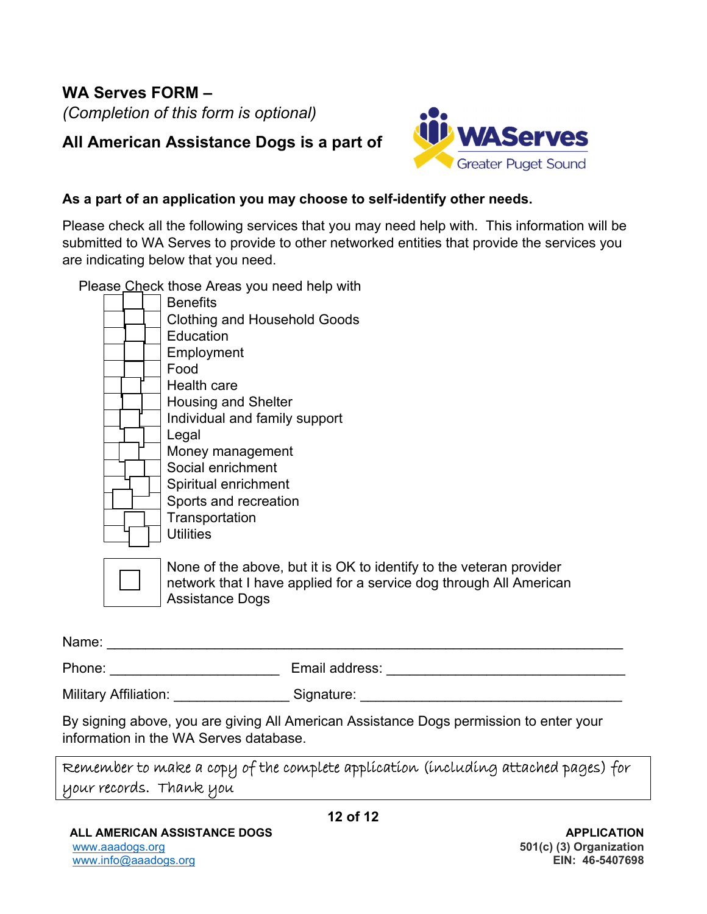**WA Serves FORM –**
*(Completion of this form is optional)*

**All American Assistance Dogs is a part of** WAServes Greater Puget Sound

**As a part of an application you may choose to self-identify other needs.**

Please check all the following services that you may need help with. This information will be submitted to WA Serves to provide to other networked entities that provide the services you are indicating below that you need.

Please Check those Areas you need help with

- ☐ Benefits
- ☐ Clothing and Household Goods
- ☐ Education
- ☐ Employment
- ☐ Food
- ☐ Health care
- ☐ Housing and Shelter
- ☐ Individual and family support
- ☐ Legal
- ☐ Money management
- ☐ Social enrichment
- ☐ Spiritual enrichment
- ☐ Sports and recreation
- ☐ Transportation
- ☐ Utilities

☐ None of the above, but it is OK to identify to the veteran provider network that I have applied for a service dog through All American Assistance Dogs

Name: ___________________________________________________________

Phone: ____________________ Email address: ____________________________

Military Affiliation: ______________ Signature: ______________________________

By signing above, you are giving All American Assistance Dogs permission to enter your information in the WA Serves database.

*Remember to make a copy of the complete application (including attached pages) for your records. Thank you*

**ALL AMERICAN ASSISTANCE DOGS**
www.aaadogs.org
www.info@aaadogs.org

**APPLICATION**
**501(c) (3) Organization**
**EIN: 46-5407698**